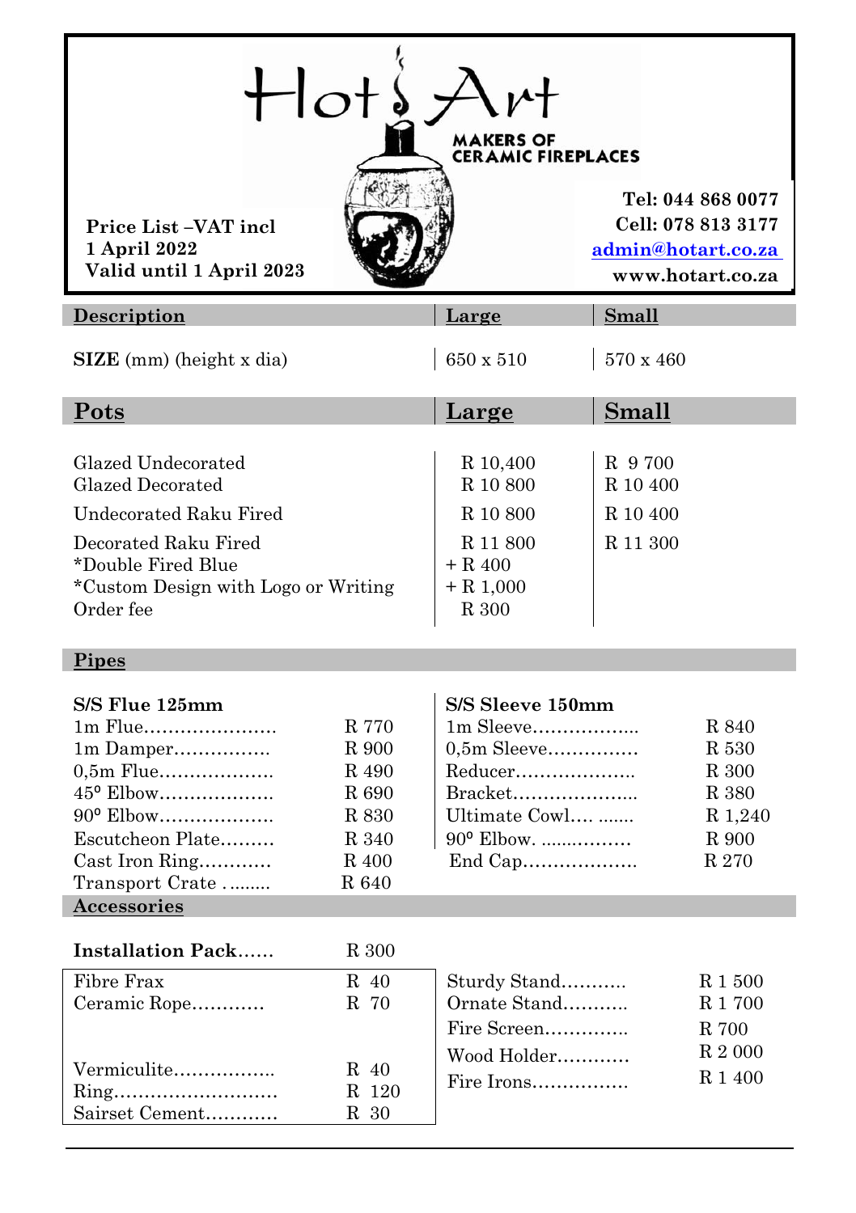# Hot Art

**MAKERS OF CERAMIC FIREPLACES**

**Price List –VAT incl**
**1 April 2022**
**Valid until 1 April 2023**

**Tel: 044 868 0077**
**Cell: 078 813 3177**
**admin@hotart.co.za**
**www.hotart.co.za**

| Description | Large | Small |
|---|---|---|
| **SIZE** (mm) (height x dia) | 650 x 510 | 570 x 460 |

## Pots

| Pots | Large | Small |
|---|---|---|
| Glazed Undecorated | R 10,400 | R 9 700 |
| Glazed Decorated | R 10 800 | R 10 400 |
| Undecorated Raku Fired | R 10 800 | R 10 400 |
| Decorated Raku Fired | R 11 800 | R 11 300 |
| *Double Fired Blue | + R 400 | |
| *Custom Design with Logo or Writing | + R 1,000 | |
| Order fee | R 300 | |

## Pipes

| S/S Flue 125mm | | S/S Sleeve 150mm | |
|---|---|---|---|
| 1m Flue | R 770 | 1m Sleeve | R 840 |
| 1m Damper | R 900 | 0,5m Sleeve | R 530 |
| 0,5m Flue | R 490 | Reducer | R 300 |
| 45⁰ Elbow | R 690 | Bracket | R 380 |
| 90⁰ Elbow | R 830 | Ultimate Cowl | R 1,240 |
| Escutcheon Plate | R 340 | 90⁰ Elbow | R 900 |
| Cast Iron Ring | R 400 | End Cap | R 270 |
| Transport Crate | R 640 | | |

## Accessories

**Installation Pack** ...... R 300

| Item | Price | Item | Price |
|---|---|---|---|
| Fibre Frax | R 40 | Sturdy Stand | R 1 500 |
| Ceramic Rope | R 70 | Ornate Stand | R 1 700 |
| | | Fire Screen | R 700 |
| Vermiculite | R 40 | Wood Holder | R 2 000 |
| Ring | R 120 | Fire Irons | R 1 400 |
| Sairset Cement | R 30 | | |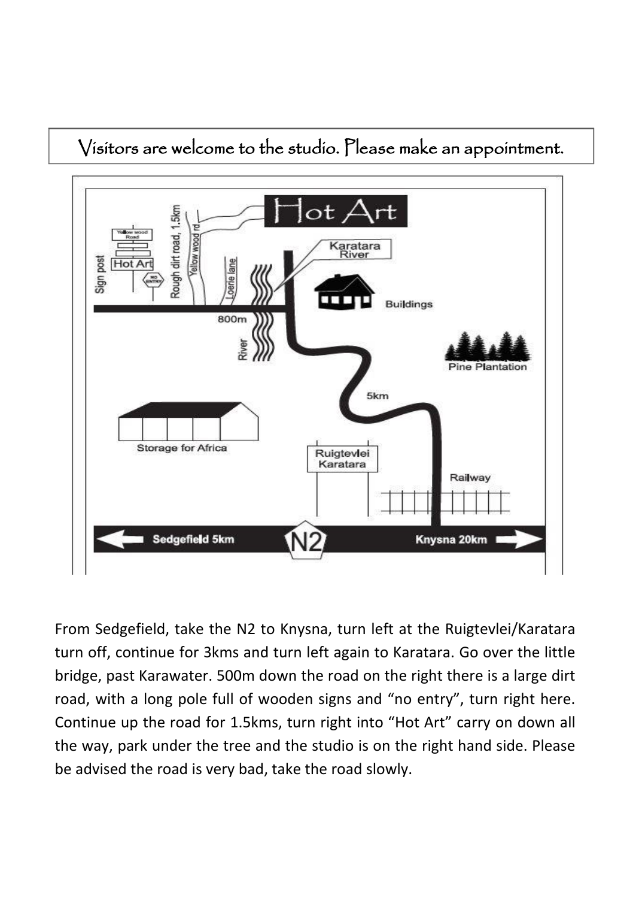Visitors are welcome to the studio. Please make an appointment.

Hot Art

Karatara River

Sign post

Yellow wood Road

Hot Art

NO ENTRY

Rough dirt road, 1.5km

Yellow wood rd

Loerie lane

800m

River

Buildings

Pine Plantation

5km

Storage for Africa

Ruigtevlei Karatara

Railway

Sedgefield 5km

N2

Knysna 20km

From Sedgefield, take the N2 to Knysna, turn left at the Ruigtevlei/Karatara turn off, continue for 3kms and turn left again to Karatara. Go over the little bridge, past Karawater. 500m down the road on the right there is a large dirt road, with a long pole full of wooden signs and "no entry", turn right here. Continue up the road for 1.5kms, turn right into "Hot Art" carry on down all the way, park under the tree and the studio is on the right hand side. Please be advised the road is very bad, take the road slowly.